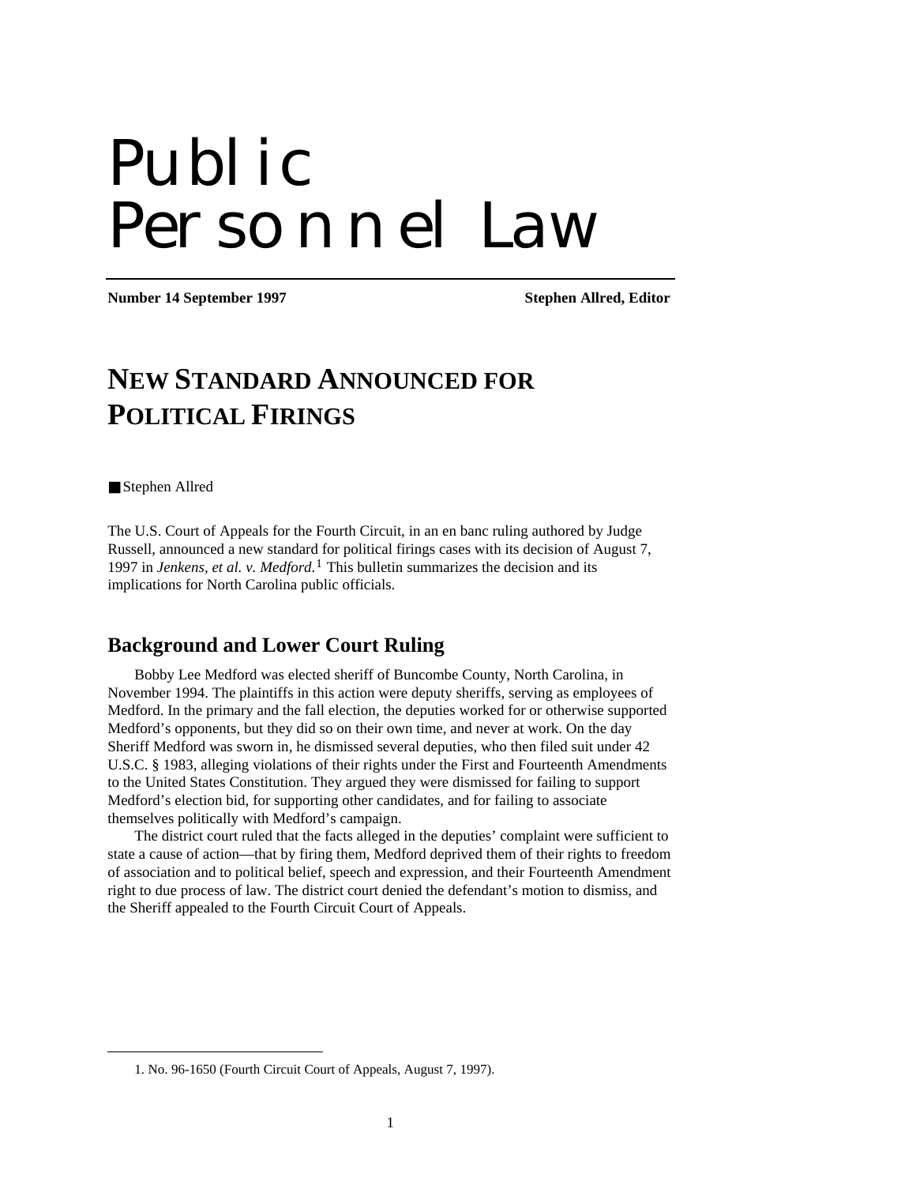# Public Personnel Law

**Number 14 September 1997** **Stephen Allred, Editor**

## NEW STANDARD ANNOUNCED FOR POLITICAL FIRINGS

■ Stephen Allred

The U.S. Court of Appeals for the Fourth Circuit, in an en banc ruling authored by Judge Russell, announced a new standard for political firings cases with its decision of August 7, 1997 in *Jenkens, et al. v. Medford.*[1] This bulletin summarizes the decision and its implications for North Carolina public officials.

### Background and Lower Court Ruling

Bobby Lee Medford was elected sheriff of Buncombe County, North Carolina, in November 1994. The plaintiffs in this action were deputy sheriffs, serving as employees of Medford. In the primary and the fall election, the deputies worked for or otherwise supported Medford's opponents, but they did so on their own time, and never at work. On the day Sheriff Medford was sworn in, he dismissed several deputies, who then filed suit under 42 U.S.C. § 1983, alleging violations of their rights under the First and Fourteenth Amendments to the United States Constitution. They argued they were dismissed for failing to support Medford's election bid, for supporting other candidates, and for failing to associate themselves politically with Medford's campaign.

The district court ruled that the facts alleged in the deputies' complaint were sufficient to state a cause of action—that by firing them, Medford deprived them of their rights to freedom of association and to political belief, speech and expression, and their Fourteenth Amendment right to due process of law. The district court denied the defendant's motion to dismiss, and the Sheriff appealed to the Fourth Circuit Court of Appeals.

---

1. No. 96-1650 (Fourth Circuit Court of Appeals, August 7, 1997).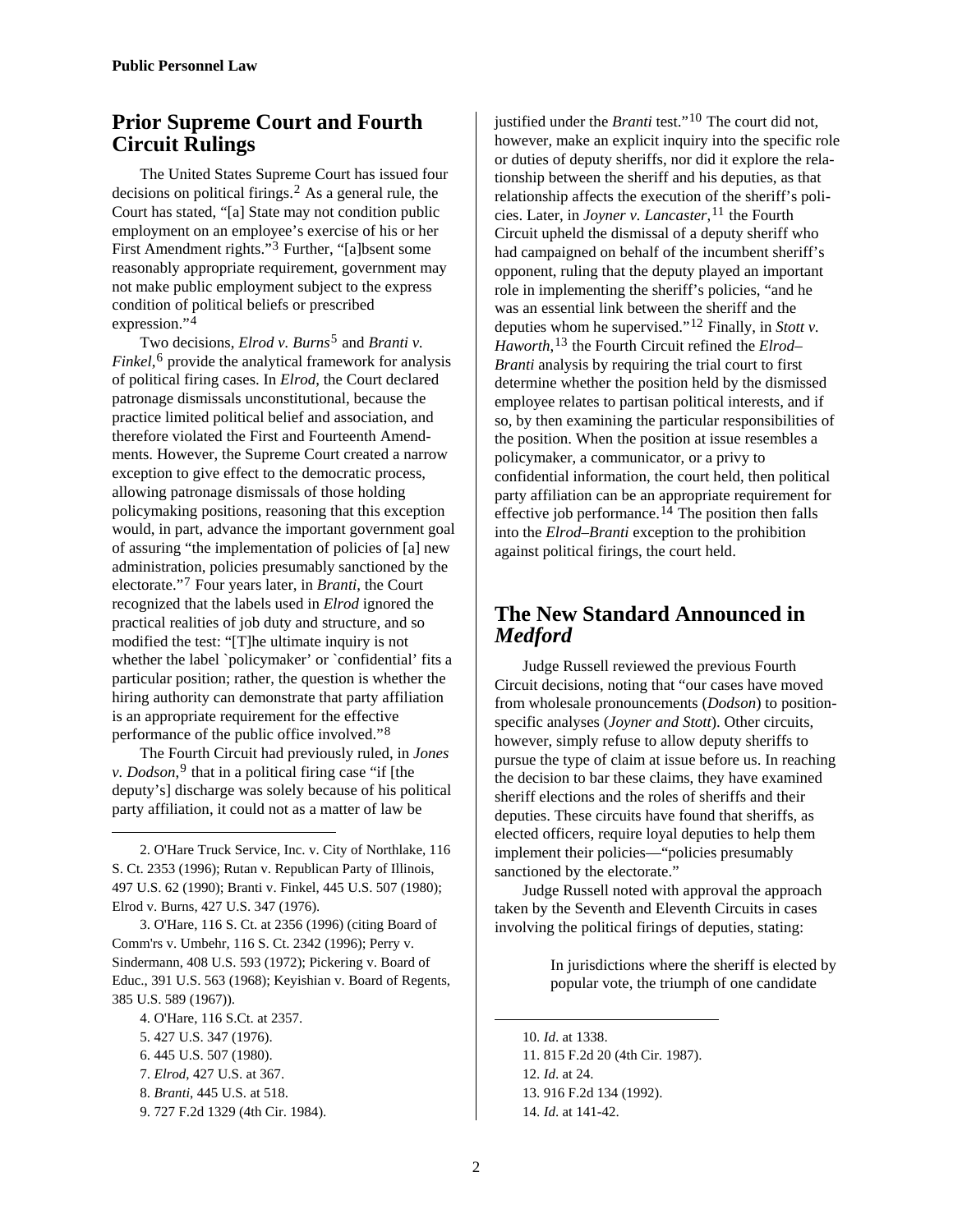## Prior Supreme Court and Fourth Circuit Rulings

The United States Supreme Court has issued four decisions on political firings.[2] As a general rule, the Court has stated, "[a] State may not condition public employment on an employee's exercise of his or her First Amendment rights."[3] Further, "[a]bsent some reasonably appropriate requirement, government may not make public employment subject to the express condition of political beliefs or prescribed expression."[4]

Two decisions, *Elrod v. Burns*[5] and *Branti v. Finkel*,[6] provide the analytical framework for analysis of political firing cases. In *Elrod*, the Court declared patronage dismissals unconstitutional, because the practice limited political belief and association, and therefore violated the First and Fourteenth Amendments. However, the Supreme Court created a narrow exception to give effect to the democratic process, allowing patronage dismissals of those holding policymaking positions, reasoning that this exception would, in part, advance the important government goal of assuring "the implementation of policies of [a] new administration, policies presumably sanctioned by the electorate."[7] Four years later, in *Branti*, the Court recognized that the labels used in *Elrod* ignored the practical realities of job duty and structure, and so modified the test: "[T]he ultimate inquiry is not whether the label `policymaker' or `confidential' fits a particular position; rather, the question is whether the hiring authority can demonstrate that party affiliation is an appropriate requirement for the effective performance of the public office involved."[8]

The Fourth Circuit had previously ruled, in *Jones v. Dodson*,[9] that in a political firing case "if [the deputy's] discharge was solely because of his political party affiliation, it could not as a matter of law be justified under the *Branti* test."[10] The court did not, however, make an explicit inquiry into the specific role or duties of deputy sheriffs, nor did it explore the relationship between the sheriff and his deputies, as that relationship affects the execution of the sheriff's policies. Later, in *Joyner v. Lancaster*,[11] the Fourth Circuit upheld the dismissal of a deputy sheriff who had campaigned on behalf of the incumbent sheriff's opponent, ruling that the deputy played an important role in implementing the sheriff's policies, "and he was an essential link between the sheriff and the deputies whom he supervised."[12] Finally, in *Stott v. Haworth*,[13] the Fourth Circuit refined the *Elrod–Branti* analysis by requiring the trial court to first determine whether the position held by the dismissed employee relates to partisan political interests, and if so, by then examining the particular responsibilities of the position. When the position at issue resembles a policymaker, a communicator, or a privy to confidential information, the court held, then political party affiliation can be an appropriate requirement for effective job performance.[14] The position then falls into the *Elrod–Branti* exception to the prohibition against political firings, the court held.

## The New Standard Announced in *Medford*

Judge Russell reviewed the previous Fourth Circuit decisions, noting that "our cases have moved from wholesale pronouncements (*Dodson*) to position-specific analyses (*Joyner and Stott*). Other circuits, however, simply refuse to allow deputy sheriffs to pursue the type of claim at issue before us. In reaching the decision to bar these claims, they have examined sheriff elections and the roles of sheriffs and their deputies. These circuits have found that sheriffs, as elected officers, require loyal deputies to help them implement their policies—"policies presumably sanctioned by the electorate."

Judge Russell noted with approval the approach taken by the Seventh and Eleventh Circuits in cases involving the political firings of deputies, stating:

> In jurisdictions where the sheriff is elected by popular vote, the triumph of one candidate

---

2. O'Hare Truck Service, Inc. v. City of Northlake, 116 S. Ct. 2353 (1996); Rutan v. Republican Party of Illinois, 497 U.S. 62 (1990); Branti v. Finkel, 445 U.S. 507 (1980); Elrod v. Burns, 427 U.S. 347 (1976).

3. O'Hare, 116 S. Ct. at 2356 (1996) (citing Board of Comm'rs v. Umbehr, 116 S. Ct. 2342 (1996); Perry v. Sindermann, 408 U.S. 593 (1972); Pickering v. Board of Educ., 391 U.S. 563 (1968); Keyishian v. Board of Regents, 385 U.S. 589 (1967)).

4. O'Hare, 116 S.Ct. at 2357.

5. 427 U.S. 347 (1976).

6. 445 U.S. 507 (1980).

7. *Elrod*, 427 U.S. at 367.

8. *Branti*, 445 U.S. at 518.

9. 727 F.2d 1329 (4th Cir. 1984).

10. *Id*. at 1338.

11. 815 F.2d 20 (4th Cir. 1987).

12. *Id*. at 24.

13. 916 F.2d 134 (1992).

14. *Id*. at 141-42.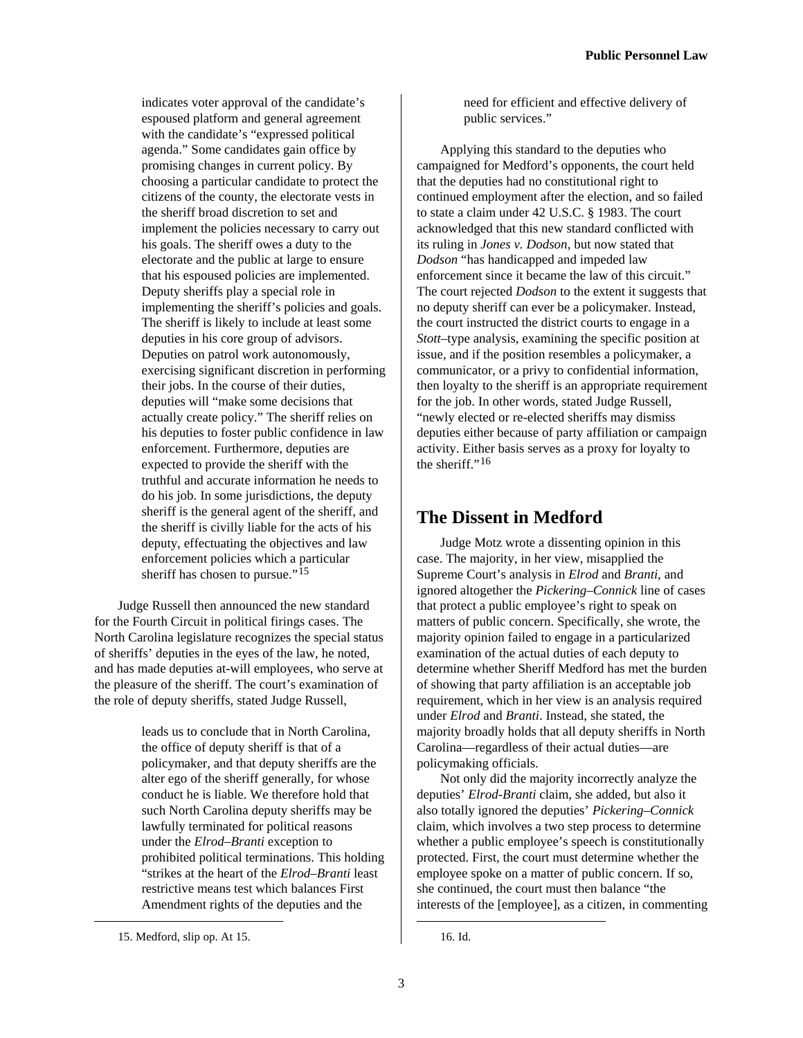indicates voter approval of the candidate's espoused platform and general agreement with the candidate's "expressed political agenda." Some candidates gain office by promising changes in current policy. By choosing a particular candidate to protect the citizens of the county, the electorate vests in the sheriff broad discretion to set and implement the policies necessary to carry out his goals. The sheriff owes a duty to the electorate and the public at large to ensure that his espoused policies are implemented. Deputy sheriffs play a special role in implementing the sheriff's policies and goals. The sheriff is likely to include at least some deputies in his core group of advisors. Deputies on patrol work autonomously, exercising significant discretion in performing their jobs. In the course of their duties, deputies will "make some decisions that actually create policy." The sheriff relies on his deputies to foster public confidence in law enforcement. Furthermore, deputies are expected to provide the sheriff with the truthful and accurate information he needs to do his job. In some jurisdictions, the deputy sheriff is the general agent of the sheriff, and the sheriff is civilly liable for the acts of his deputy, effectuating the objectives and law enforcement policies which a particular sheriff has chosen to pursue."[15]

Judge Russell then announced the new standard for the Fourth Circuit in political firings cases. The North Carolina legislature recognizes the special status of sheriffs' deputies in the eyes of the law, he noted, and has made deputies at-will employees, who serve at the pleasure of the sheriff. The court's examination of the role of deputy sheriffs, stated Judge Russell,

> leads us to conclude that in North Carolina, the office of deputy sheriff is that of a policymaker, and that deputy sheriffs are the alter ego of the sheriff generally, for whose conduct he is liable. We therefore hold that such North Carolina deputy sheriffs may be lawfully terminated for political reasons under the *Elrod–Branti* exception to prohibited political terminations. This holding "strikes at the heart of the *Elrod–Branti* least restrictive means test which balances First Amendment rights of the deputies and the need for efficient and effective delivery of public services."

Applying this standard to the deputies who campaigned for Medford's opponents, the court held that the deputies had no constitutional right to continued employment after the election, and so failed to state a claim under 42 U.S.C. § 1983. The court acknowledged that this new standard conflicted with its ruling in *Jones v. Dodson*, but now stated that *Dodson* "has handicapped and impeded law enforcement since it became the law of this circuit." The court rejected *Dodson* to the extent it suggests that no deputy sheriff can ever be a policymaker. Instead, the court instructed the district courts to engage in a *Stott*–type analysis, examining the specific position at issue, and if the position resembles a policymaker, a communicator, or a privy to confidential information, then loyalty to the sheriff is an appropriate requirement for the job. In other words, stated Judge Russell, "newly elected or re-elected sheriffs may dismiss deputies either because of party affiliation or campaign activity. Either basis serves as a proxy for loyalty to the sheriff."[16]

## The Dissent in Medford

Judge Motz wrote a dissenting opinion in this case. The majority, in her view, misapplied the Supreme Court's analysis in *Elrod* and *Branti*, and ignored altogether the *Pickering–Connick* line of cases that protect a public employee's right to speak on matters of public concern. Specifically, she wrote, the majority opinion failed to engage in a particularized examination of the actual duties of each deputy to determine whether Sheriff Medford has met the burden of showing that party affiliation is an acceptable job requirement, which in her view is an analysis required under *Elrod* and *Branti*. Instead, she stated, the majority broadly holds that all deputy sheriffs in North Carolina—regardless of their actual duties—are policymaking officials.

Not only did the majority incorrectly analyze the deputies' *Elrod-Branti* claim, she added, but also it also totally ignored the deputies' *Pickering–Connick* claim, which involves a two step process to determine whether a public employee's speech is constitutionally protected. First, the court must determine whether the employee spoke on a matter of public concern. If so, she continued, the court must then balance "the interests of the [employee], as a citizen, in commenting

15. Medford, slip op. At 15.

16. Id.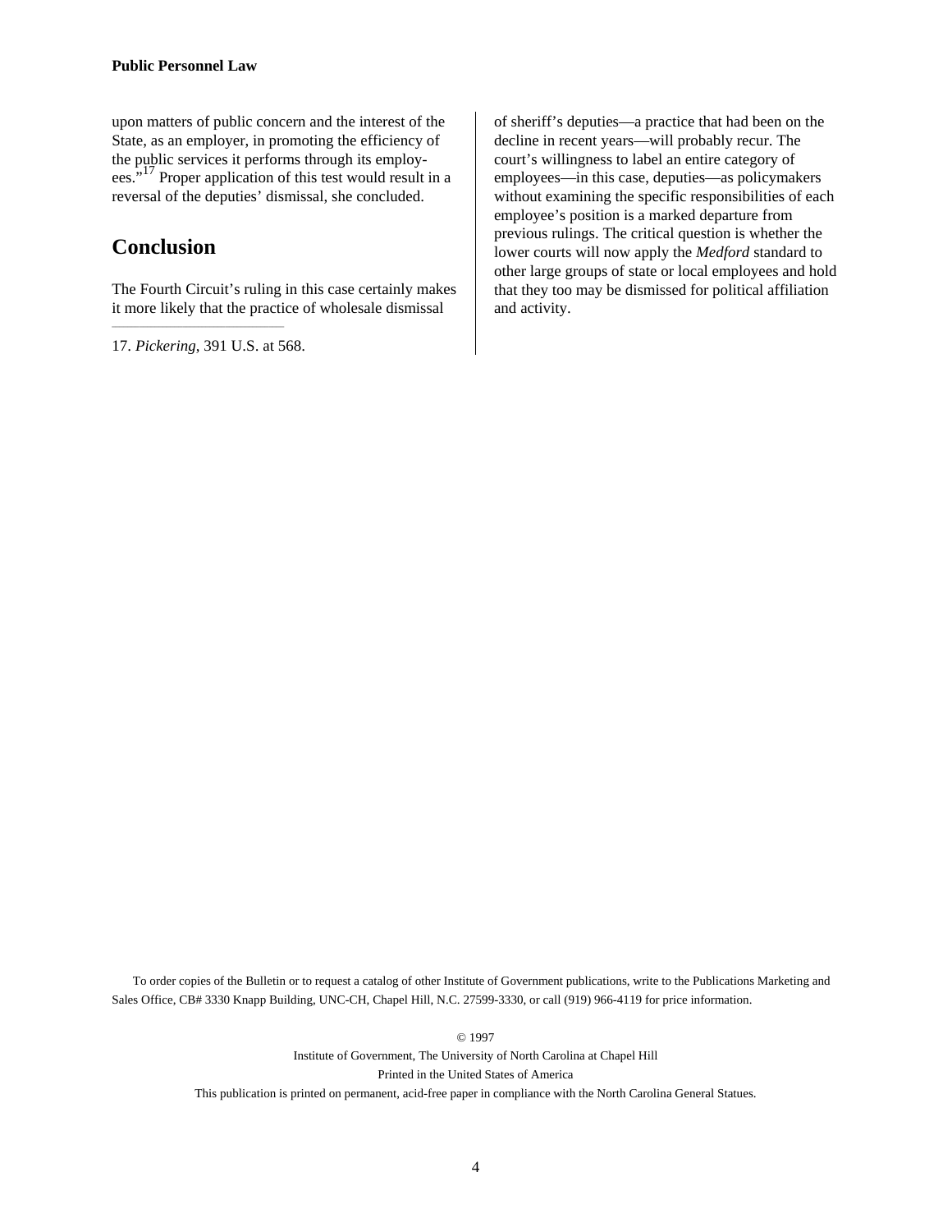upon matters of public concern and the interest of the State, as an employer, in promoting the efficiency of the public services it performs through its employees."[17] Proper application of this test would result in a reversal of the deputies' dismissal, she concluded.

## Conclusion

The Fourth Circuit's ruling in this case certainly makes it more likely that the practice of wholesale dismissal of sheriff's deputies—a practice that had been on the decline in recent years—will probably recur. The court's willingness to label an entire category of employees—in this case, deputies—as policymakers without examining the specific responsibilities of each employee's position is a marked departure from previous rulings. The critical question is whether the lower courts will now apply the *Medford* standard to other large groups of state or local employees and hold that they too may be dismissed for political affiliation and activity.

---

17. *Pickering*, 391 U.S. at 568.

To order copies of the Bulletin or to request a catalog of other Institute of Government publications, write to the Publications Marketing and Sales Office, CB# 3330 Knapp Building, UNC-CH, Chapel Hill, N.C. 27599-3330, or call (919) 966-4119 for price information.

© 1997

Institute of Government, The University of North Carolina at Chapel Hill

Printed in the United States of America

This publication is printed on permanent, acid-free paper in compliance with the North Carolina General Statues.